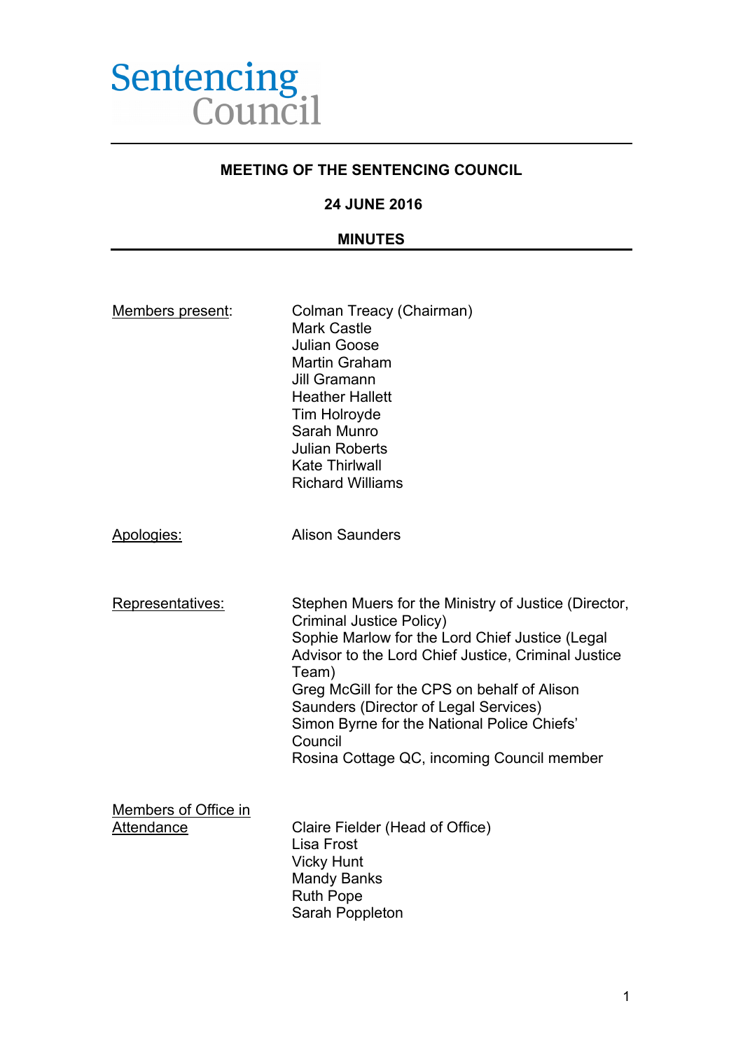Sentencing Council

## MEETING OF THE SENTENCING COUNCIL

**24 JUNE 2016**

**MINUTES**

| | |
|---|---|
| Members present: | Colman Treacy (Chairman)<br>Mark Castle<br>Julian Goose<br>Martin Graham<br>Jill Gramann<br>Heather Hallett<br>Tim Holroyde<br>Sarah Munro<br>Julian Roberts<br>Kate Thirlwall<br>Richard Williams |
| Apologies: | Alison Saunders |
| Representatives: | Stephen Muers for the Ministry of Justice (Director, Criminal Justice Policy)<br>Sophie Marlow for the Lord Chief Justice (Legal Advisor to the Lord Chief Justice, Criminal Justice Team)<br>Greg McGill for the CPS on behalf of Alison Saunders (Director of Legal Services)<br>Simon Byrne for the National Police Chiefs' Council<br>Rosina Cottage QC, incoming Council member |
| Members of Office in Attendance | Claire Fielder (Head of Office)<br>Lisa Frost<br>Vicky Hunt<br>Mandy Banks<br>Ruth Pope<br>Sarah Poppleton |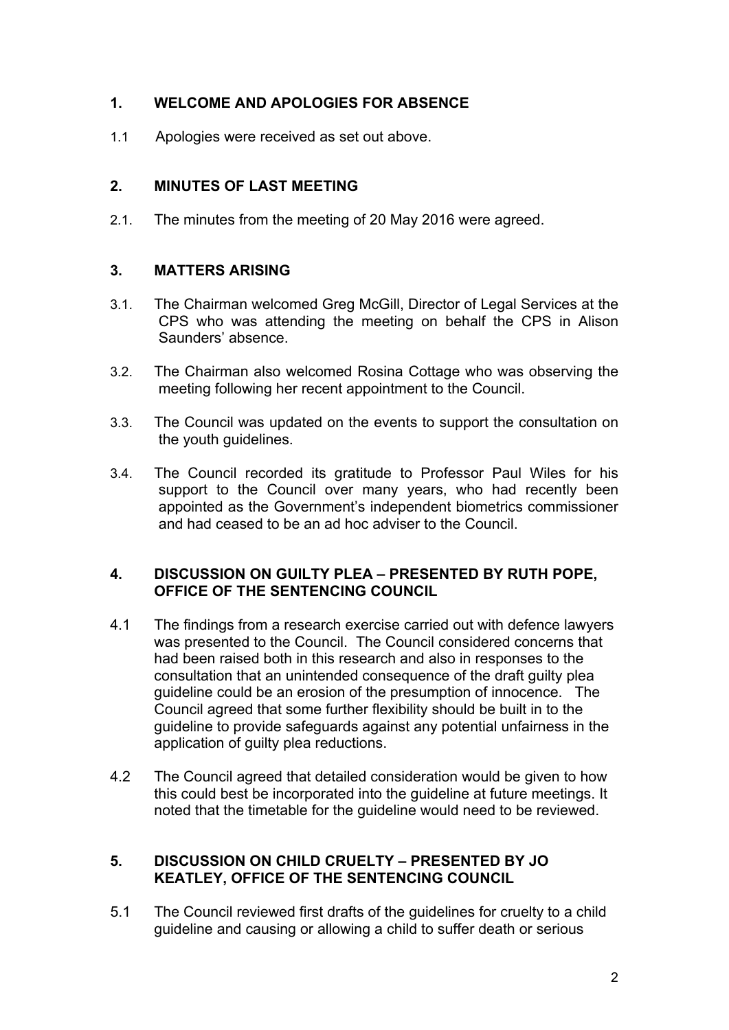## 1. WELCOME AND APOLOGIES FOR ABSENCE

1.1 Apologies were received as set out above.

## 2. MINUTES OF LAST MEETING

2.1. The minutes from the meeting of 20 May 2016 were agreed.

## 3. MATTERS ARISING

3.1. The Chairman welcomed Greg McGill, Director of Legal Services at the CPS who was attending the meeting on behalf the CPS in Alison Saunders' absence.

3.2. The Chairman also welcomed Rosina Cottage who was observing the meeting following her recent appointment to the Council.

3.3. The Council was updated on the events to support the consultation on the youth guidelines.

3.4. The Council recorded its gratitude to Professor Paul Wiles for his support to the Council over many years, who had recently been appointed as the Government's independent biometrics commissioner and had ceased to be an ad hoc adviser to the Council.

## 4. DISCUSSION ON GUILTY PLEA – PRESENTED BY RUTH POPE, OFFICE OF THE SENTENCING COUNCIL

4.1 The findings from a research exercise carried out with defence lawyers was presented to the Council. The Council considered concerns that had been raised both in this research and also in responses to the consultation that an unintended consequence of the draft guilty plea guideline could be an erosion of the presumption of innocence. The Council agreed that some further flexibility should be built in to the guideline to provide safeguards against any potential unfairness in the application of guilty plea reductions.

4.2 The Council agreed that detailed consideration would be given to how this could best be incorporated into the guideline at future meetings. It noted that the timetable for the guideline would need to be reviewed.

## 5. DISCUSSION ON CHILD CRUELTY – PRESENTED BY JO KEATLEY, OFFICE OF THE SENTENCING COUNCIL

5.1 The Council reviewed first drafts of the guidelines for cruelty to a child guideline and causing or allowing a child to suffer death or serious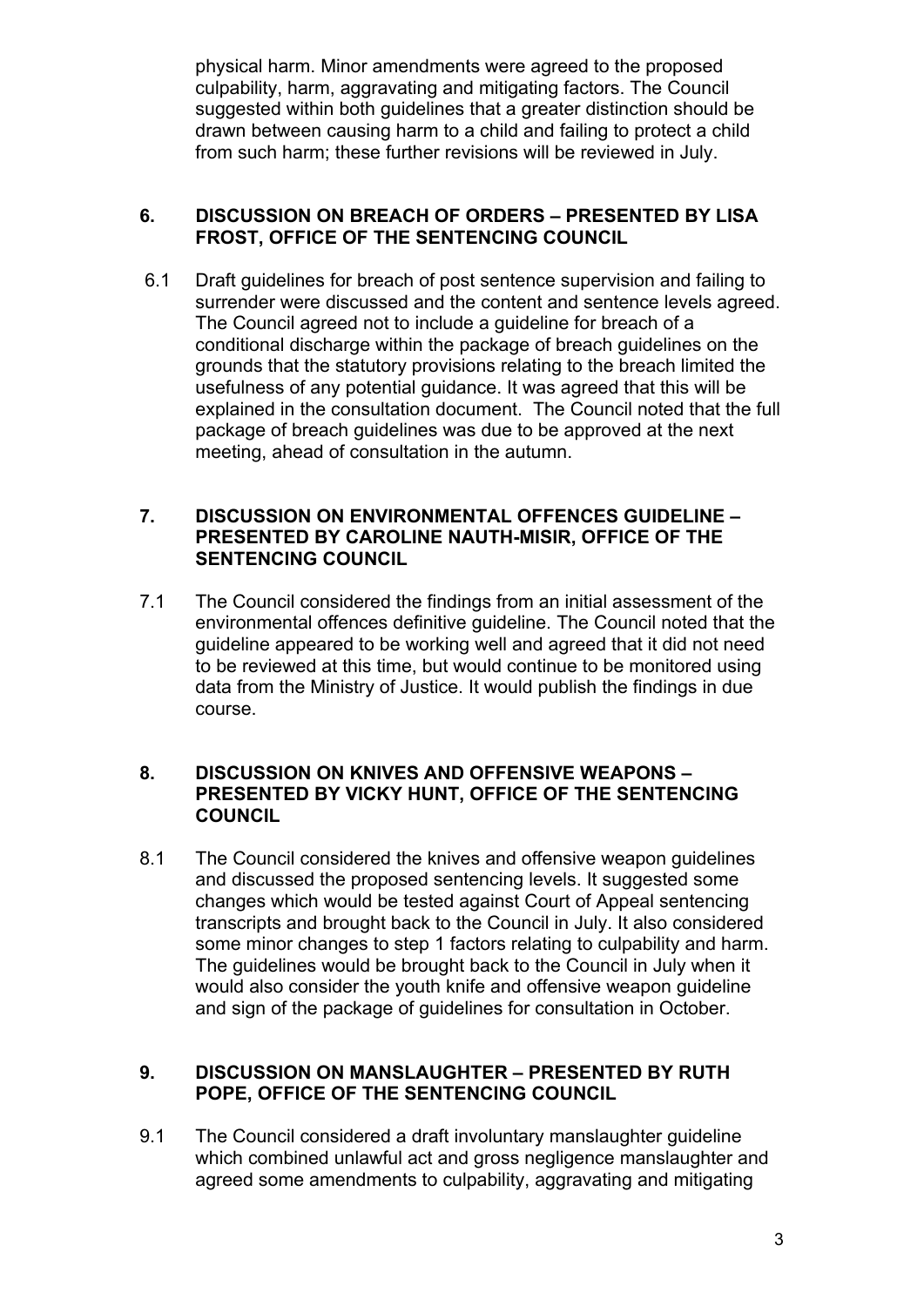physical harm. Minor amendments were agreed to the proposed culpability, harm, aggravating and mitigating factors. The Council suggested within both guidelines that a greater distinction should be drawn between causing harm to a child and failing to protect a child from such harm; these further revisions will be reviewed in July.

## 6. DISCUSSION ON BREACH OF ORDERS – PRESENTED BY LISA FROST, OFFICE OF THE SENTENCING COUNCIL

6.1 Draft guidelines for breach of post sentence supervision and failing to surrender were discussed and the content and sentence levels agreed. The Council agreed not to include a guideline for breach of a conditional discharge within the package of breach guidelines on the grounds that the statutory provisions relating to the breach limited the usefulness of any potential guidance. It was agreed that this will be explained in the consultation document. The Council noted that the full package of breach guidelines was due to be approved at the next meeting, ahead of consultation in the autumn.

## 7. DISCUSSION ON ENVIRONMENTAL OFFENCES GUIDELINE – PRESENTED BY CAROLINE NAUTH-MISIR, OFFICE OF THE SENTENCING COUNCIL

7.1 The Council considered the findings from an initial assessment of the environmental offences definitive guideline. The Council noted that the guideline appeared to be working well and agreed that it did not need to be reviewed at this time, but would continue to be monitored using data from the Ministry of Justice. It would publish the findings in due course.

## 8. DISCUSSION ON KNIVES AND OFFENSIVE WEAPONS – PRESENTED BY VICKY HUNT, OFFICE OF THE SENTENCING COUNCIL

8.1 The Council considered the knives and offensive weapon guidelines and discussed the proposed sentencing levels. It suggested some changes which would be tested against Court of Appeal sentencing transcripts and brought back to the Council in July. It also considered some minor changes to step 1 factors relating to culpability and harm. The guidelines would be brought back to the Council in July when it would also consider the youth knife and offensive weapon guideline and sign of the package of guidelines for consultation in October.

## 9. DISCUSSION ON MANSLAUGHTER – PRESENTED BY RUTH POPE, OFFICE OF THE SENTENCING COUNCIL

9.1 The Council considered a draft involuntary manslaughter guideline which combined unlawful act and gross negligence manslaughter and agreed some amendments to culpability, aggravating and mitigating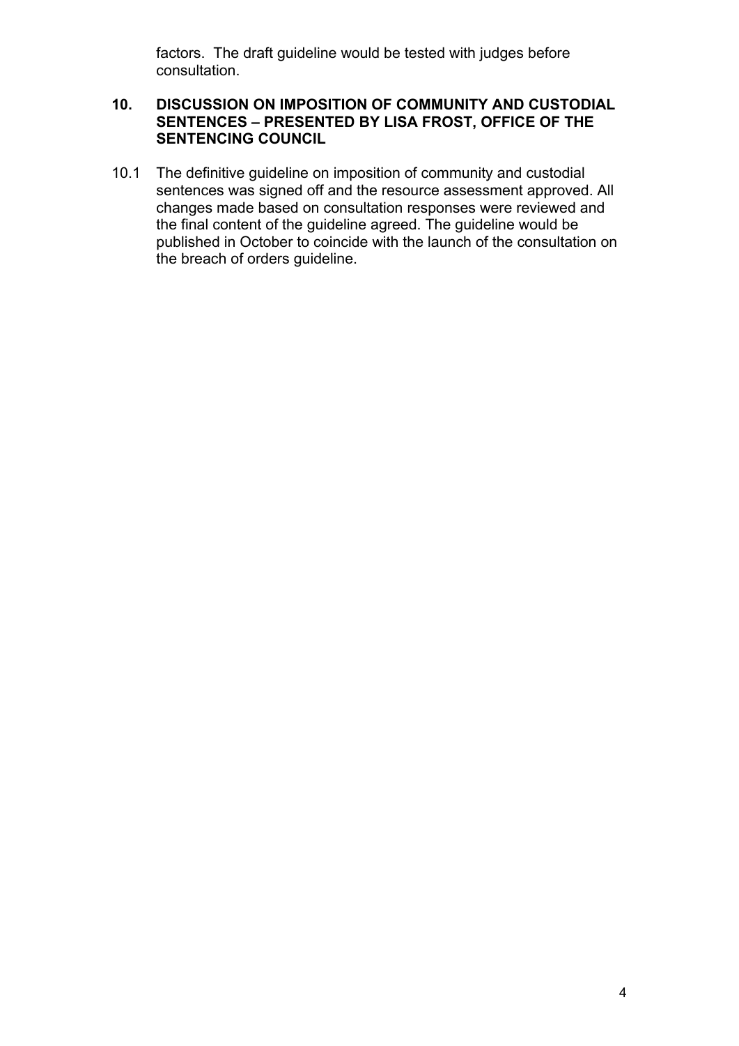factors. The draft guideline would be tested with judges before consultation.

**10. DISCUSSION ON IMPOSITION OF COMMUNITY AND CUSTODIAL SENTENCES – PRESENTED BY LISA FROST, OFFICE OF THE SENTENCING COUNCIL**

10.1 The definitive guideline on imposition of community and custodial sentences was signed off and the resource assessment approved. All changes made based on consultation responses were reviewed and the final content of the guideline agreed. The guideline would be published in October to coincide with the launch of the consultation on the breach of orders guideline.